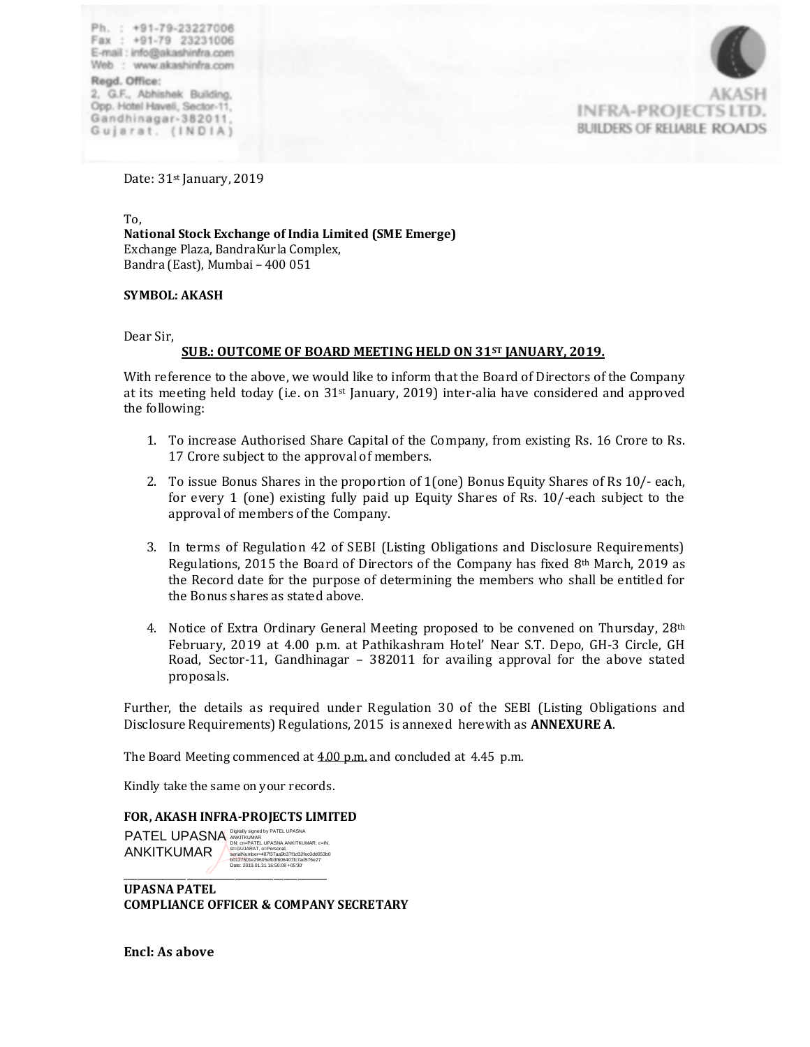Ph. : +91-79-23227006
Fax : +91-79 23231006
E-mail : info@akashinfra.com
Web : www.akashinfra.com

Regd. Office:
2, G.F., Abhishek Building,
Opp. Hotel Haveli, Sector-11,
Gandhinagar-382011,
Gujarat. (INDIA)

AKASH INFRA-PROJECTS LTD.
BUILDERS OF RELIABLE ROADS

Date: 31st January, 2019

To,
**National Stock Exchange of India Limited (SME Emerge)**
Exchange Plaza, BandraKurla Complex,
Bandra (East), Mumbai – 400 051

**SYMBOL: AKASH**

Dear Sir,

**SUB.: OUTCOME OF BOARD MEETING HELD ON 31ST JANUARY, 2019.**

With reference to the above, we would like to inform that the Board of Directors of the Company at its meeting held today (i.e. on 31st January, 2019) inter-alia have considered and approved the following:

1. To increase Authorised Share Capital of the Company, from existing Rs. 16 Crore to Rs. 17 Crore subject to the approval of members.
2. To issue Bonus Shares in the proportion of 1(one) Bonus Equity Shares of Rs 10/- each, for every 1 (one) existing fully paid up Equity Shares of Rs. 10/-each subject to the approval of members of the Company.
3. In terms of Regulation 42 of SEBI (Listing Obligations and Disclosure Requirements) Regulations, 2015 the Board of Directors of the Company has fixed 8th March, 2019 as the Record date for the purpose of determining the members who shall be entitled for the Bonus shares as stated above.
4. Notice of Extra Ordinary General Meeting proposed to be convened on Thursday, 28th February, 2019 at 4.00 p.m. at Pathikashram Hotel' Near S.T. Depo, GH-3 Circle, GH Road, Sector-11, Gandhinagar – 382011 for availing approval for the above stated proposals.

Further, the details as required under Regulation 30 of the SEBI (Listing Obligations and Disclosure Requirements) Regulations, 2015 is annexed herewith as **ANNEXURE A**.

The Board Meeting commenced at 4.00 p.m. and concluded at 4.45 p.m.

Kindly take the same on your records.

**FOR, AKASH INFRA-PROJECTS LIMITED**

PATEL UPASNA ANKITKUMAR
Digitally signed by PATEL UPASNA ANKITKUMAR
DN: cn=PATEL UPASNA ANKITKUMAR, c=IN, st=GUJARAT, o=Personal, serialNumber=487f37aa9b37f1d32fec0dd053b0b0127501e29605efb3f606407fc7ad576e27
Date: 2019.01.31 16:50:08 +05'30'

**UPASNA PATEL**
**COMPLIANCE OFFICER & COMPANY SECRETARY**

**Encl: As above**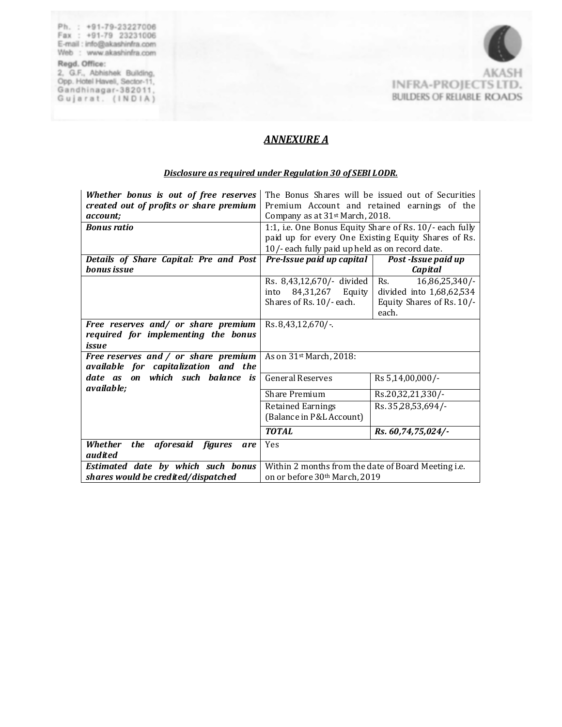## ANNEXURE A

***Disclosure as required under Regulation 30 of SEBI LODR.***

| | | |
|---|---|---|
| ***Whether bonus is out of free reserves created out of profits or share premium account;*** | The Bonus Shares will be issued out of Securities Premium Account and retained earnings of the Company as at 31st March, 2018. | |
| ***Bonus ratio*** | 1:1, i.e. One Bonus Equity Share of Rs. 10/- each fully paid up for every One Existing Equity Shares of Rs. 10/- each fully paid up held as on record date. | |
| ***Details of Share Capital: Pre and Post bonus issue*** | ***Pre-Issue paid up capital*** | ***Post -Issue paid up Capital*** |
| | Rs. 8,43,12,670/- divided into 84,31,267 Equity Shares of Rs. 10/- each. | Rs. 16,86,25,340/- divided into 1,68,62,534 Equity Shares of Rs. 10/- each. |
| ***Free reserves and/ or share premium required for implementing the bonus issue*** | Rs.8,43,12,670/-. | |
| ***Free reserves and / or share premium available for capitalization and the date as on which such balance is available;*** | As on 31st March, 2018: | |
| | General Reserves | Rs 5,14,00,000/- |
| | Share Premium | Rs.20,32,21,330/- |
| | Retained Earnings (Balance in P&L Account) | Rs.35,28,53,694/- |
| | ***TOTAL*** | ***Rs. 60,74,75,024/-*** |
| ***Whether the aforesaid figures are audited*** | Yes | |
| ***Estimated date by which such bonus shares would be credited/dispatched*** | Within 2 months from the date of Board Meeting i.e. on or before 30th March, 2019 | |